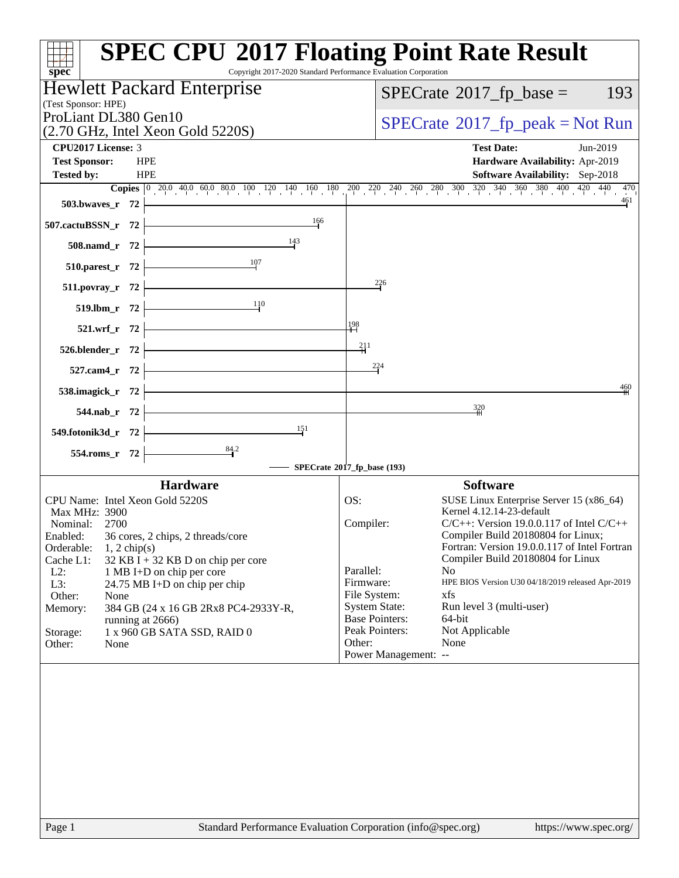# SPEC CPU 2017 Floating Point Rate Result

Copyright 2017-2020 Standard Performance Evaluation Corporation

**Hewlett Packard Enterprise**
(Test Sponsor: HPE)
ProLiant DL380 Gen10
(2.70 GHz, Intel Xeon Gold 5220S)

SPECrate 2017_fp_base = 193

SPECrate 2017_fp_peak = Not Run

| | | | |
|---|---|---|---|
| **CPU2017 License:** | 3 | **Test Date:** | Jun-2019 |
| **Test Sponsor:** | HPE | **Hardware Availability:** | Apr-2019 |
| **Tested by:** | HPE | **Software Availability:** | Sep-2018 |

| Benchmark | Copies | SPECrate 2017_fp_base |
|---|---|---|
| 503.bwaves_r | 72 | 461 |
| 507.cactuBSSN_r | 72 | 166 |
| 508.namd_r | 72 | 143 |
| 510.parest_r | 72 | 107 |
| 511.povray_r | 72 | 226 |
| 519.lbm_r | 72 | 110 |
| 521.wrf_r | 72 | 198 |
| 526.blender_r | 72 | 211 |
| 527.cam4_r | 72 | 224 |
| 538.imagick_r | 72 | 460 |
| 544.nab_r | 72 | 320 |
| 549.fotonik3d_r | 72 | 151 |
| 554.roms_r | 72 | 84.2 |

SPECrate 2017_fp_base (193)

## Hardware

| | |
|---|---|
| CPU Name: | Intel Xeon Gold 5220S |
| Max MHz: | 3900 |
| Nominal: | 2700 |
| Enabled: | 36 cores, 2 chips, 2 threads/core |
| Orderable: | 1, 2 chip(s) |
| Cache L1: | 32 KB I + 32 KB D on chip per core |
| L2: | 1 MB I+D on chip per core |
| L3: | 24.75 MB I+D on chip per chip |
| Other: | None |
| Memory: | 384 GB (24 x 16 GB 2Rx8 PC4-2933Y-R, running at 2666) |
| Storage: | 1 x 960 GB SATA SSD, RAID 0 |
| Other: | None |

## Software

| | |
|---|---|
| OS: | SUSE Linux Enterprise Server 15 (x86_64) Kernel 4.12.14-23-default |
| Compiler: | C/C++: Version 19.0.0.117 of Intel C/C++ Compiler Build 20180804 for Linux; Fortran: Version 19.0.0.117 of Intel Fortran Compiler Build 20180804 for Linux |
| Parallel: | No |
| Firmware: | HPE BIOS Version U30 04/18/2019 released Apr-2019 |
| File System: | xfs |
| System State: | Run level 3 (multi-user) |
| Base Pointers: | 64-bit |
| Peak Pointers: | Not Applicable |
| Other: | None |
| Power Management: | -- |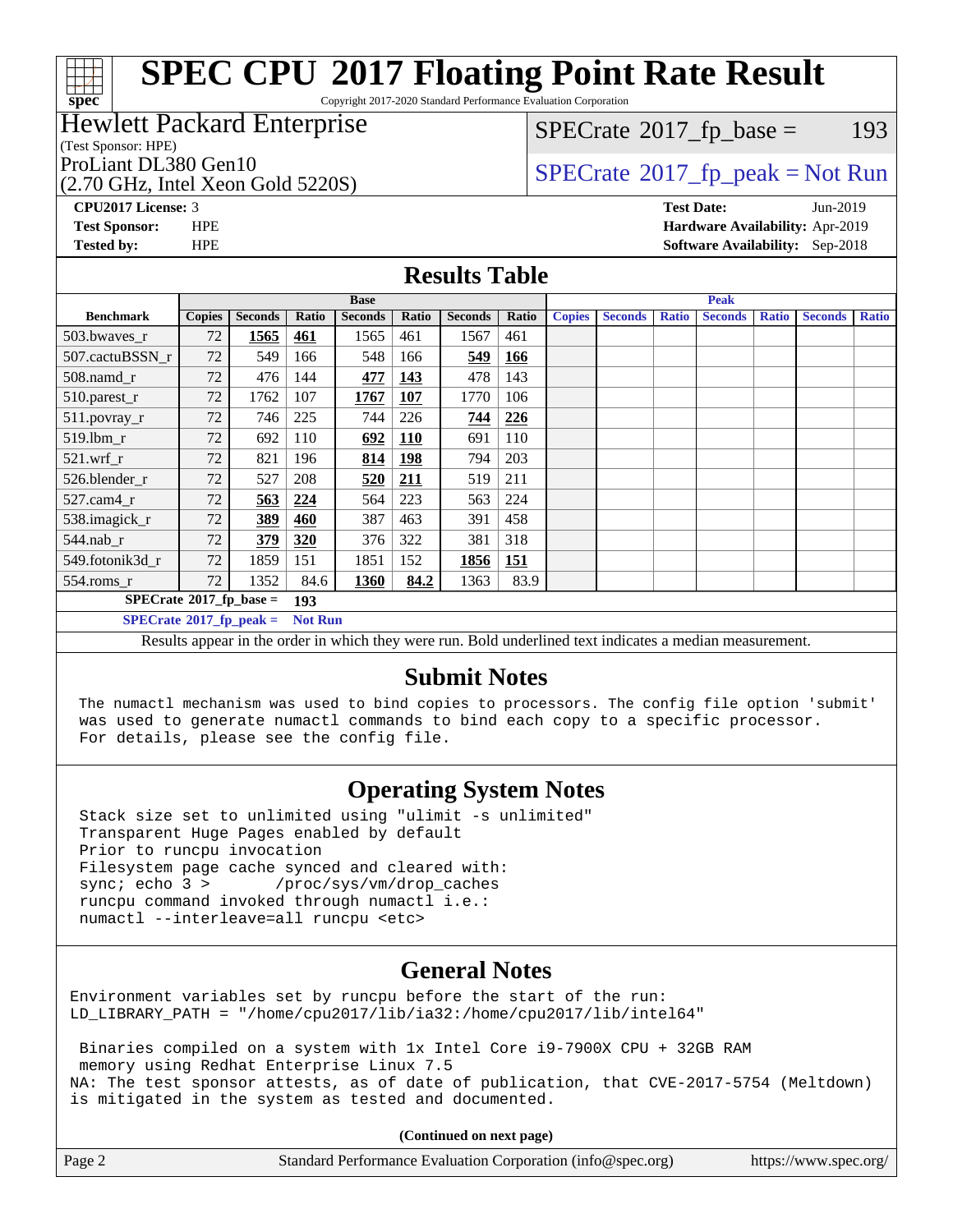# SPEC CPU 2017 Floating Point Rate Result

Copyright 2017-2020 Standard Performance Evaluation Corporation

## Hewlett Packard Enterprise

(Test Sponsor: HPE)

ProLiant DL380 Gen10

(2.70 GHz, Intel Xeon Gold 5220S)

SPECrate 2017_fp_base = 193

SPECrate 2017_fp_peak = Not Run

**CPU2017 License:** 3
**Test Sponsor:** HPE
**Tested by:** HPE

**Test Date:** Jun-2019
**Hardware Availability:** Apr-2019
**Software Availability:** Sep-2018

## Results Table

| Benchmark | Base | | | | | | | Peak | | | | | | |
|---|---|---|---|---|---|---|---|---|---|---|---|---|---|---|
| | Copies | Seconds | Ratio | Seconds | Ratio | Seconds | Ratio | Copies | Seconds | Ratio | Seconds | Ratio | Seconds | Ratio |
| 503.bwaves_r | 72 | **1565** | **461** | 1565 | 461 | 1567 | 461 | | | | | | | |
| 507.cactuBSSN_r | 72 | 549 | 166 | 548 | 166 | **549** | **166** | | | | | | | |
| 508.namd_r | 72 | 476 | 144 | **477** | **143** | 478 | 143 | | | | | | | |
| 510.parest_r | 72 | 1762 | 107 | **1767** | **107** | 1770 | 106 | | | | | | | |
| 511.povray_r | 72 | 746 | 225 | 744 | 226 | **744** | **226** | | | | | | | |
| 519.lbm_r | 72 | 692 | 110 | **692** | **110** | 691 | 110 | | | | | | | |
| 521.wrf_r | 72 | 821 | 196 | **814** | **198** | 794 | 203 | | | | | | | |
| 526.blender_r | 72 | 527 | 208 | **520** | **211** | 519 | 211 | | | | | | | |
| 527.cam4_r | 72 | **563** | **224** | 564 | 223 | 563 | 224 | | | | | | | |
| 538.imagick_r | 72 | **389** | **460** | 387 | 463 | 391 | 458 | | | | | | | |
| 544.nab_r | 72 | **379** | **320** | 376 | 322 | 381 | 318 | | | | | | | |
| 549.fotonik3d_r | 72 | 1859 | 151 | 1851 | 152 | **1856** | **151** | | | | | | | |
| 554.roms_r | 72 | 1352 | 84.6 | **1360** | **84.2** | 1363 | 83.9 | | | | | | | |

**SPECrate 2017_fp_base = 193**

**SPECrate 2017_fp_peak = Not Run**

Results appear in the order in which they were run. Bold underlined text indicates a median measurement.

## Submit Notes

```
The numactl mechanism was used to bind copies to processors. The config file option 'submit'
was used to generate numactl commands to bind each copy to a specific processor.
For details, please see the config file.
```

## Operating System Notes

```
Stack size set to unlimited using "ulimit -s unlimited"
Transparent Huge Pages enabled by default
Prior to runcpu invocation
Filesystem page cache synced and cleared with:
sync; echo 3 >       /proc/sys/vm/drop_caches
runcpu command invoked through numactl i.e.:
numactl --interleave=all runcpu <etc>
```

## General Notes

```
Environment variables set by runcpu before the start of the run:
LD_LIBRARY_PATH = "/home/cpu2017/lib/ia32:/home/cpu2017/lib/intel64"

 Binaries compiled on a system with 1x Intel Core i9-7900X CPU + 32GB RAM
 memory using Redhat Enterprise Linux 7.5
NA: The test sponsor attests, as of date of publication, that CVE-2017-5754 (Meltdown)
is mitigated in the system as tested and documented.
```

**(Continued on next page)**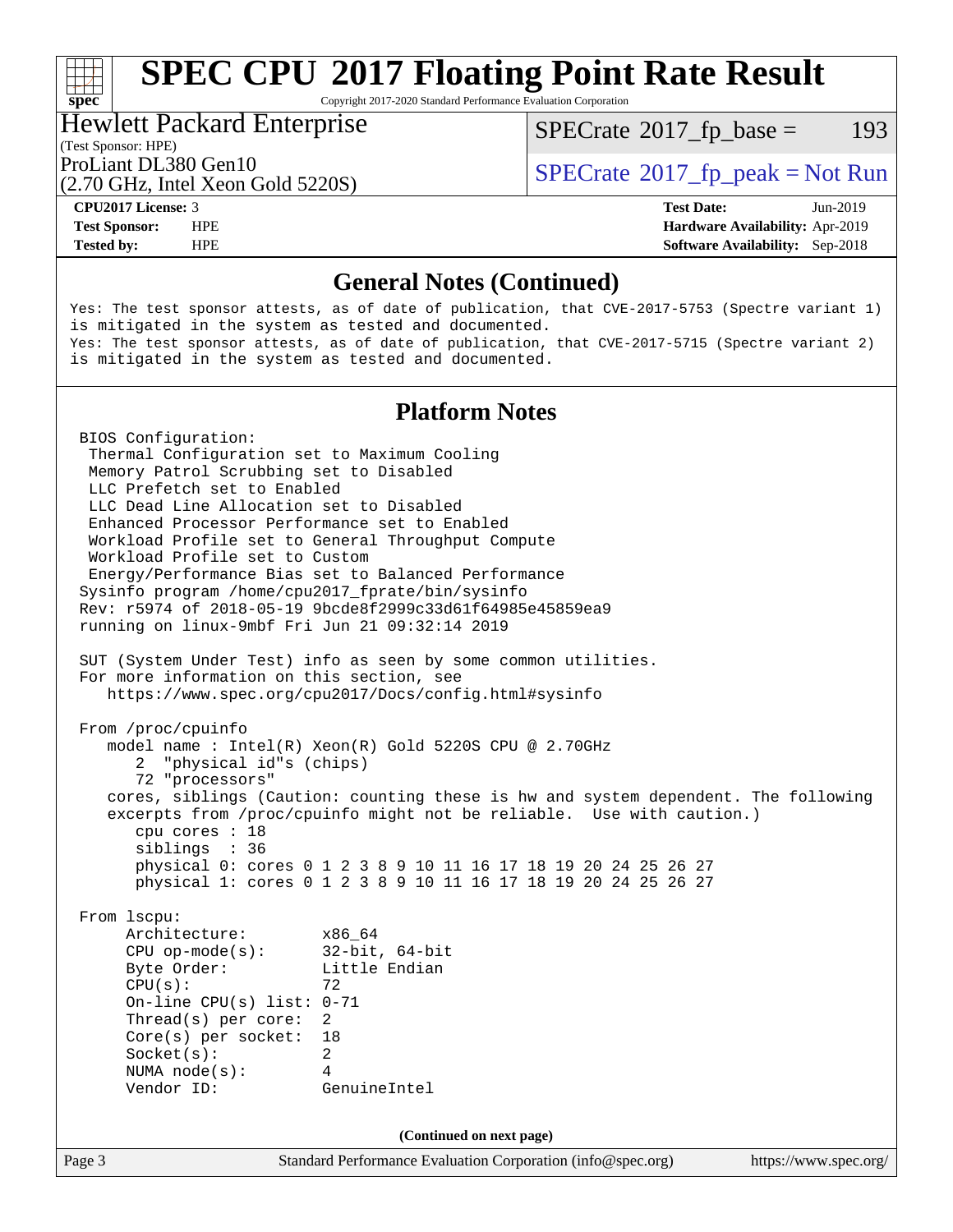# SPEC CPU 2017 Floating Point Rate Result

Copyright 2017-2020 Standard Performance Evaluation Corporation

**Hewlett Packard Enterprise**
(Test Sponsor: HPE)

ProLiant DL380 Gen10
(2.70 GHz, Intel Xeon Gold 5220S)

SPECrate 2017_fp_base = 193

SPECrate 2017_fp_peak = Not Run

| | | | |
|---|---|---|---|
| **CPU2017 License:** | 3 | **Test Date:** | Jun-2019 |
| **Test Sponsor:** | HPE | **Hardware Availability:** | Apr-2019 |
| **Tested by:** | HPE | **Software Availability:** | Sep-2018 |

## General Notes (Continued)

```
Yes: The test sponsor attests, as of date of publication, that CVE-2017-5753 (Spectre variant 1)
is mitigated in the system as tested and documented.
Yes: The test sponsor attests, as of date of publication, that CVE-2017-5715 (Spectre variant 2)
is mitigated in the system as tested and documented.
```

## Platform Notes

```
BIOS Configuration:
 Thermal Configuration set to Maximum Cooling
 Memory Patrol Scrubbing set to Disabled
 LLC Prefetch set to Enabled
 LLC Dead Line Allocation set to Disabled
 Enhanced Processor Performance set to Enabled
 Workload Profile set to General Throughput Compute
 Workload Profile set to Custom
 Energy/Performance Bias set to Balanced Performance
Sysinfo program /home/cpu2017_fprate/bin/sysinfo
Rev: r5974 of 2018-05-19 9bcde8f2999c33d61f64985e45859ea9
running on linux-9mbf Fri Jun 21 09:32:14 2019

SUT (System Under Test) info as seen by some common utilities.
For more information on this section, see
   https://www.spec.org/cpu2017/Docs/config.html#sysinfo

From /proc/cpuinfo
   model name : Intel(R) Xeon(R) Gold 5220S CPU @ 2.70GHz
      2  "physical id"s (chips)
      72 "processors"
   cores, siblings (Caution: counting these is hw and system dependent. The following
   excerpts from /proc/cpuinfo might not be reliable.  Use with caution.)
      cpu cores : 18
      siblings  : 36
      physical 0: cores 0 1 2 3 8 9 10 11 16 17 18 19 20 24 25 26 27
      physical 1: cores 0 1 2 3 8 9 10 11 16 17 18 19 20 24 25 26 27

From lscpu:
     Architecture:        x86_64
     CPU op-mode(s):      32-bit, 64-bit
     Byte Order:          Little Endian
     CPU(s):              72
     On-line CPU(s) list: 0-71
     Thread(s) per core:  2
     Core(s) per socket:  18
     Socket(s):           2
     NUMA node(s):        4
     Vendor ID:           GenuineIntel
```

**(Continued on next page)**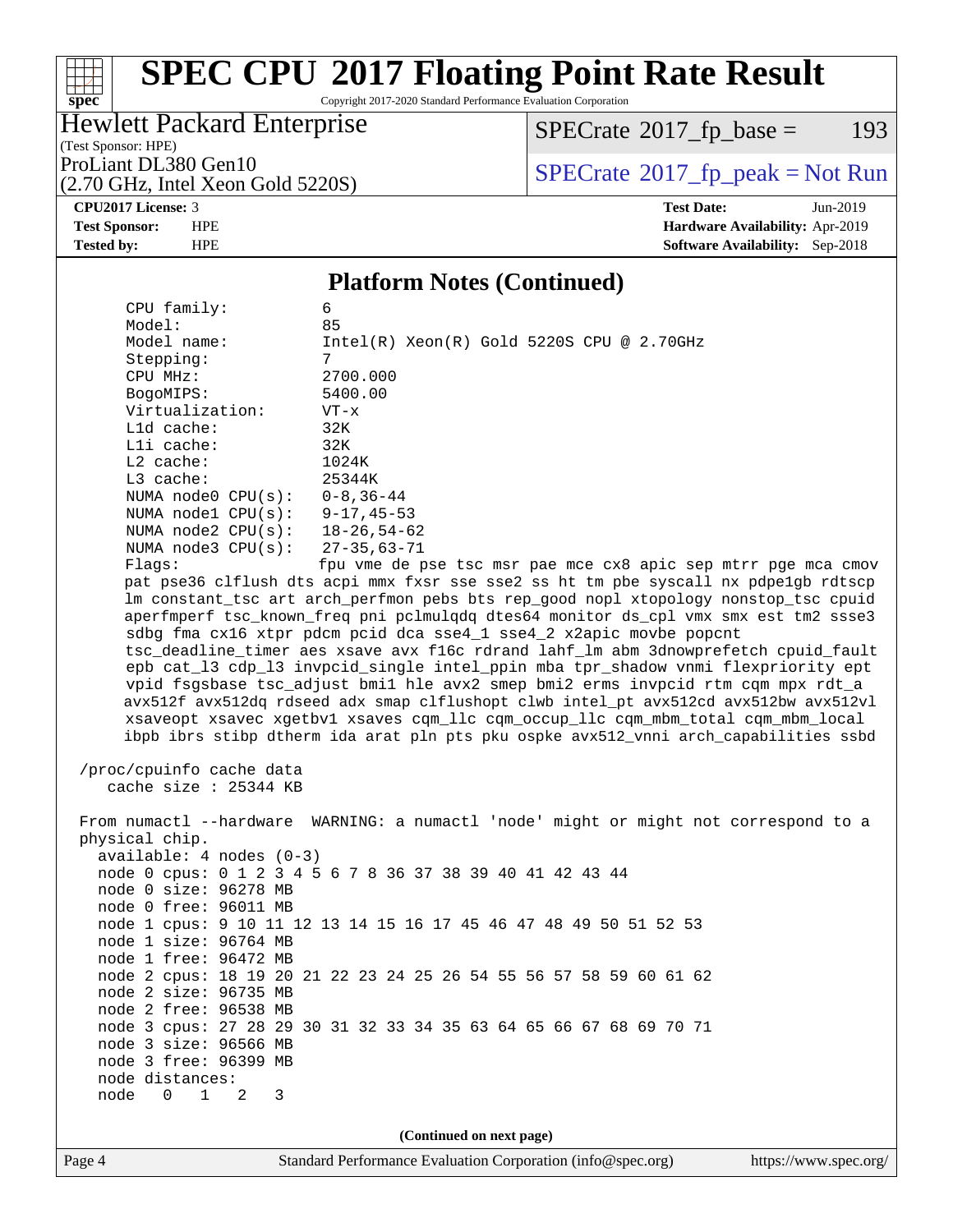## Platform Notes (Continued)

```
    CPU family:          6
    Model:               85
    Model name:          Intel(R) Xeon(R) Gold 5220S CPU @ 2.70GHz
    Stepping:            7
    CPU MHz:             2700.000
    BogoMIPS:            5400.00
    Virtualization:      VT-x
    L1d cache:           32K
    L1i cache:           32K
    L2 cache:            1024K
    L3 cache:            25344K
    NUMA node0 CPU(s):   0-8,36-44
    NUMA node1 CPU(s):   9-17,45-53
    NUMA node2 CPU(s):   18-26,54-62
    NUMA node3 CPU(s):   27-35,63-71
    Flags:               fpu vme de pse tsc msr pae mce cx8 apic sep mtrr pge mca cmov
    pat pse36 clflush dts acpi mmx fxsr sse sse2 ss ht tm pbe syscall nx pdpe1gb rdtscp
    lm constant_tsc art arch_perfmon pebs bts rep_good nopl xtopology nonstop_tsc cpuid
    aperfmperf tsc_known_freq pni pclmulqdq dtes64 monitor ds_cpl vmx smx est tm2 ssse3
    sdbg fma cx16 xtpr pdcm pcid dca sse4_1 sse4_2 x2apic movbe popcnt
    tsc_deadline_timer aes xsave avx f16c rdrand lahf_lm abm 3dnowprefetch cpuid_fault
    epb cat_l3 cdp_l3 invpcid_single intel_ppin mba tpr_shadow vnmi flexpriority ept
    vpid fsgsbase tsc_adjust bmi1 hle avx2 smep bmi2 erms invpcid rtm cqm mpx rdt_a
    avx512f avx512dq rdseed adx smap clflushopt clwb intel_pt avx512cd avx512bw avx512vl
    xsaveopt xsavec xgetbv1 xsaves cqm_llc cqm_occup_llc cqm_mbm_total cqm_mbm_local
    ibpb ibrs stibp dtherm ida arat pln pts pku ospke avx512_vnni arch_capabilities ssbd

/proc/cpuinfo cache data
   cache size : 25344 KB

From numactl --hardware  WARNING: a numactl 'node' might or might not correspond to a
physical chip.
  available: 4 nodes (0-3)
  node 0 cpus: 0 1 2 3 4 5 6 7 8 36 37 38 39 40 41 42 43 44
  node 0 size: 96278 MB
  node 0 free: 96011 MB
  node 1 cpus: 9 10 11 12 13 14 15 16 17 45 46 47 48 49 50 51 52 53
  node 1 size: 96764 MB
  node 1 free: 96472 MB
  node 2 cpus: 18 19 20 21 22 23 24 25 26 54 55 56 57 58 59 60 61 62
  node 2 size: 96735 MB
  node 2 free: 96538 MB
  node 3 cpus: 27 28 29 30 31 32 33 34 35 63 64 65 66 67 68 69 70 71
  node 3 size: 96566 MB
  node 3 free: 96399 MB
  node distances:
  node   0   1   2   3
```

(Continued on next page)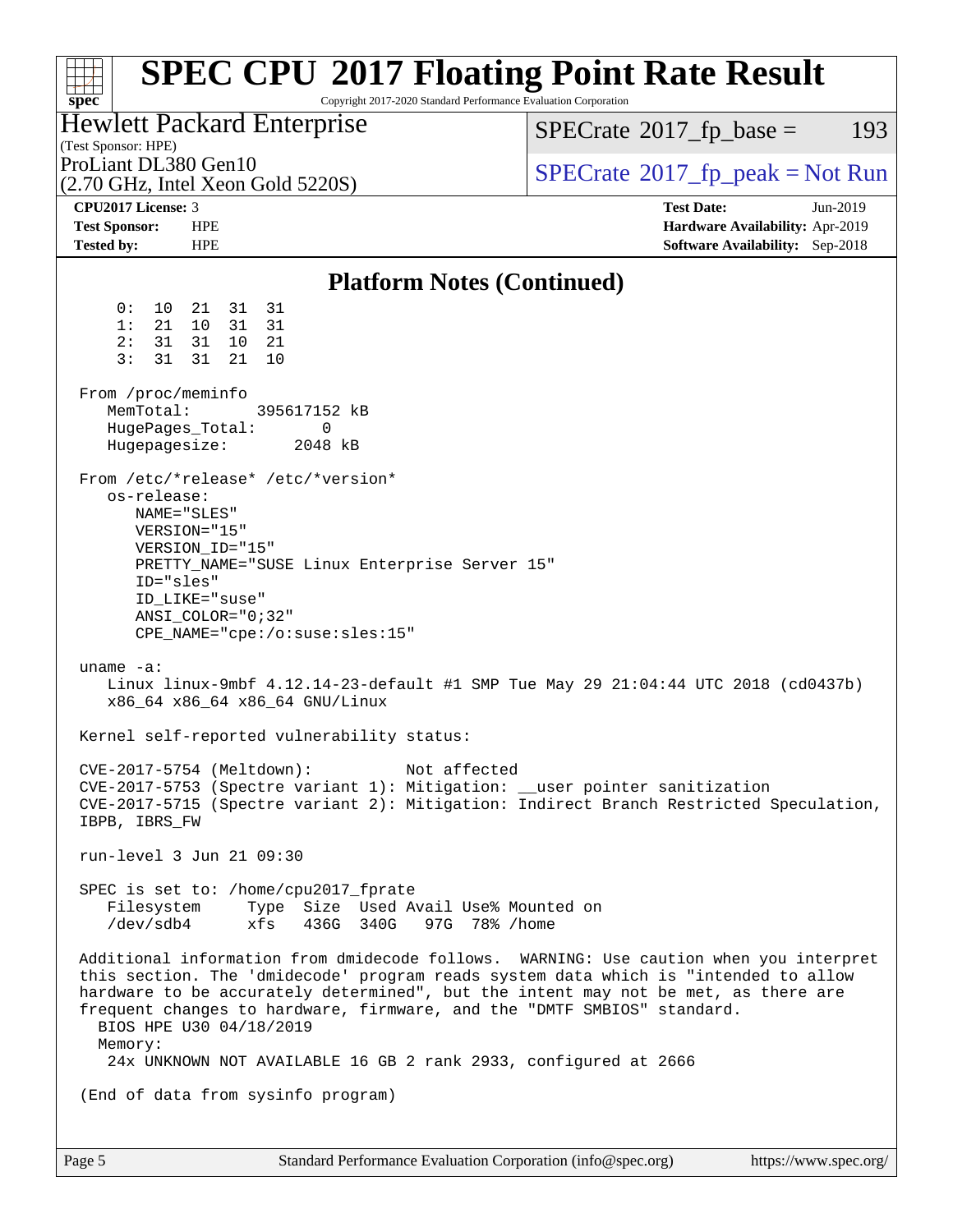## Platform Notes (Continued)

```
     0:  10  21  31  31
     1:  21  10  31  31
     2:  31  31  10  21
     3:  31  31  21  10

 From /proc/meminfo
    MemTotal:       395617152 kB
    HugePages_Total:       0
    Hugepagesize:       2048 kB

 From /etc/*release* /etc/*version*
    os-release:
       NAME="SLES"
       VERSION="15"
       VERSION_ID="15"
       PRETTY_NAME="SUSE Linux Enterprise Server 15"
       ID="sles"
       ID_LIKE="suse"
       ANSI_COLOR="0;32"
       CPE_NAME="cpe:/o:suse:sles:15"

 uname -a:
    Linux linux-9mbf 4.12.14-23-default #1 SMP Tue May 29 21:04:44 UTC 2018 (cd0437b)
    x86_64 x86_64 x86_64 GNU/Linux

 Kernel self-reported vulnerability status:

 CVE-2017-5754 (Meltdown):          Not affected
 CVE-2017-5753 (Spectre variant 1): Mitigation: __user pointer sanitization
 CVE-2017-5715 (Spectre variant 2): Mitigation: Indirect Branch Restricted Speculation,
 IBPB, IBRS_FW

 run-level 3 Jun 21 09:30

 SPEC is set to: /home/cpu2017_fprate
    Filesystem     Type  Size  Used Avail Use% Mounted on
    /dev/sdb4      xfs   436G  340G   97G  78% /home

 Additional information from dmidecode follows.  WARNING: Use caution when you interpret
 this section. The 'dmidecode' program reads system data which is "intended to allow
 hardware to be accurately determined", but the intent may not be met, as there are
 frequent changes to hardware, firmware, and the "DMTF SMBIOS" standard.
   BIOS HPE U30 04/18/2019
   Memory:
    24x UNKNOWN NOT AVAILABLE 16 GB 2 rank 2933, configured at 2666

 (End of data from sysinfo program)
```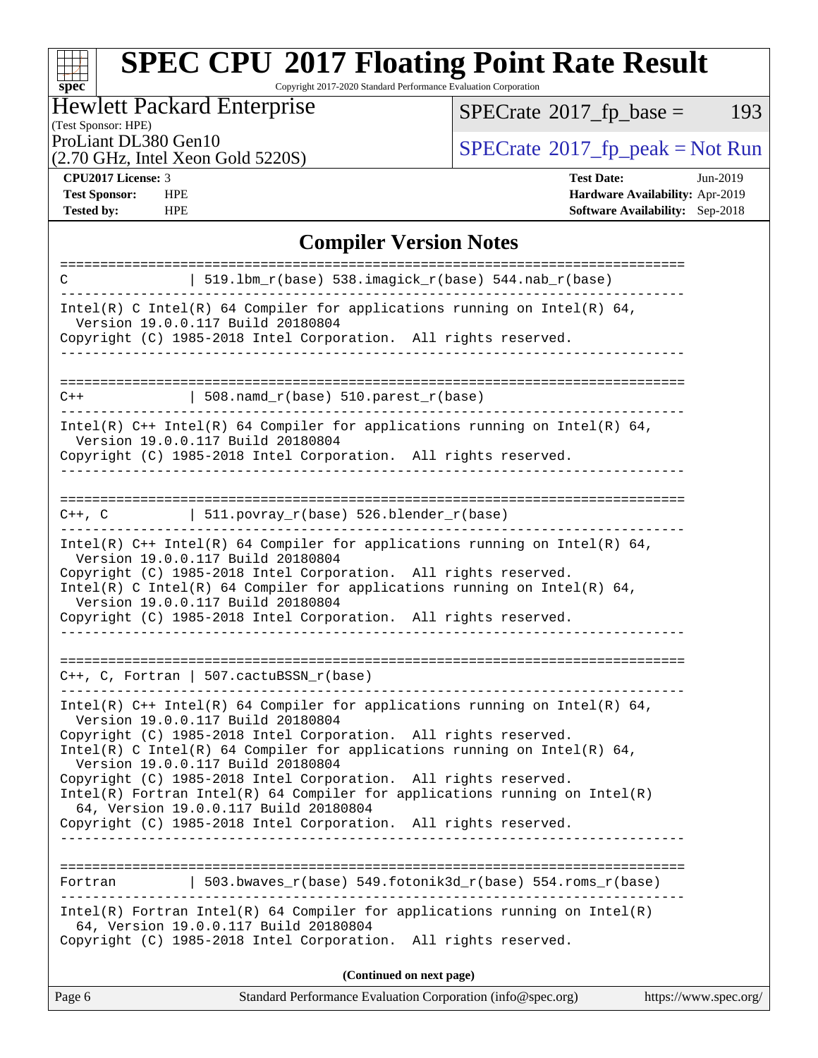# SPEC CPU 2017 Floating Point Rate Result

Copyright 2017-2020 Standard Performance Evaluation Corporation

**Hewlett Packard Enterprise**
(Test Sponsor: HPE)
ProLiant DL380 Gen10
(2.70 GHz, Intel Xeon Gold 5220S)

SPECrate 2017_fp_base = 193

SPECrate 2017_fp_peak = Not Run

**CPU2017 License:** 3
**Test Sponsor:** HPE
**Tested by:** HPE

**Test Date:** Jun-2019
**Hardware Availability:** Apr-2019
**Software Availability:** Sep-2018

## Compiler Version Notes

```
==============================================================================
C              | 519.lbm_r(base) 538.imagick_r(base) 544.nab_r(base)
------------------------------------------------------------------------------
Intel(R) C Intel(R) 64 Compiler for applications running on Intel(R) 64,
  Version 19.0.0.117 Build 20180804
Copyright (C) 1985-2018 Intel Corporation.  All rights reserved.
------------------------------------------------------------------------------

==============================================================================
C++            | 508.namd_r(base) 510.parest_r(base)
------------------------------------------------------------------------------
Intel(R) C++ Intel(R) 64 Compiler for applications running on Intel(R) 64,
  Version 19.0.0.117 Build 20180804
Copyright (C) 1985-2018 Intel Corporation.  All rights reserved.
------------------------------------------------------------------------------

==============================================================================
C++, C         | 511.povray_r(base) 526.blender_r(base)
------------------------------------------------------------------------------
Intel(R) C++ Intel(R) 64 Compiler for applications running on Intel(R) 64,
  Version 19.0.0.117 Build 20180804
Copyright (C) 1985-2018 Intel Corporation.  All rights reserved.
Intel(R) C Intel(R) 64 Compiler for applications running on Intel(R) 64,
  Version 19.0.0.117 Build 20180804
Copyright (C) 1985-2018 Intel Corporation.  All rights reserved.
------------------------------------------------------------------------------

==============================================================================
C++, C, Fortran | 507.cactuBSSN_r(base)
------------------------------------------------------------------------------
Intel(R) C++ Intel(R) 64 Compiler for applications running on Intel(R) 64,
  Version 19.0.0.117 Build 20180804
Copyright (C) 1985-2018 Intel Corporation.  All rights reserved.
Intel(R) C Intel(R) 64 Compiler for applications running on Intel(R) 64,
  Version 19.0.0.117 Build 20180804
Copyright (C) 1985-2018 Intel Corporation.  All rights reserved.
Intel(R) Fortran Intel(R) 64 Compiler for applications running on Intel(R)
  64, Version 19.0.0.117 Build 20180804
Copyright (C) 1985-2018 Intel Corporation.  All rights reserved.
------------------------------------------------------------------------------

==============================================================================
Fortran        | 503.bwaves_r(base) 549.fotonik3d_r(base) 554.roms_r(base)
------------------------------------------------------------------------------
Intel(R) Fortran Intel(R) 64 Compiler for applications running on Intel(R)
  64, Version 19.0.0.117 Build 20180804
Copyright (C) 1985-2018 Intel Corporation.  All rights reserved.
```

**(Continued on next page)**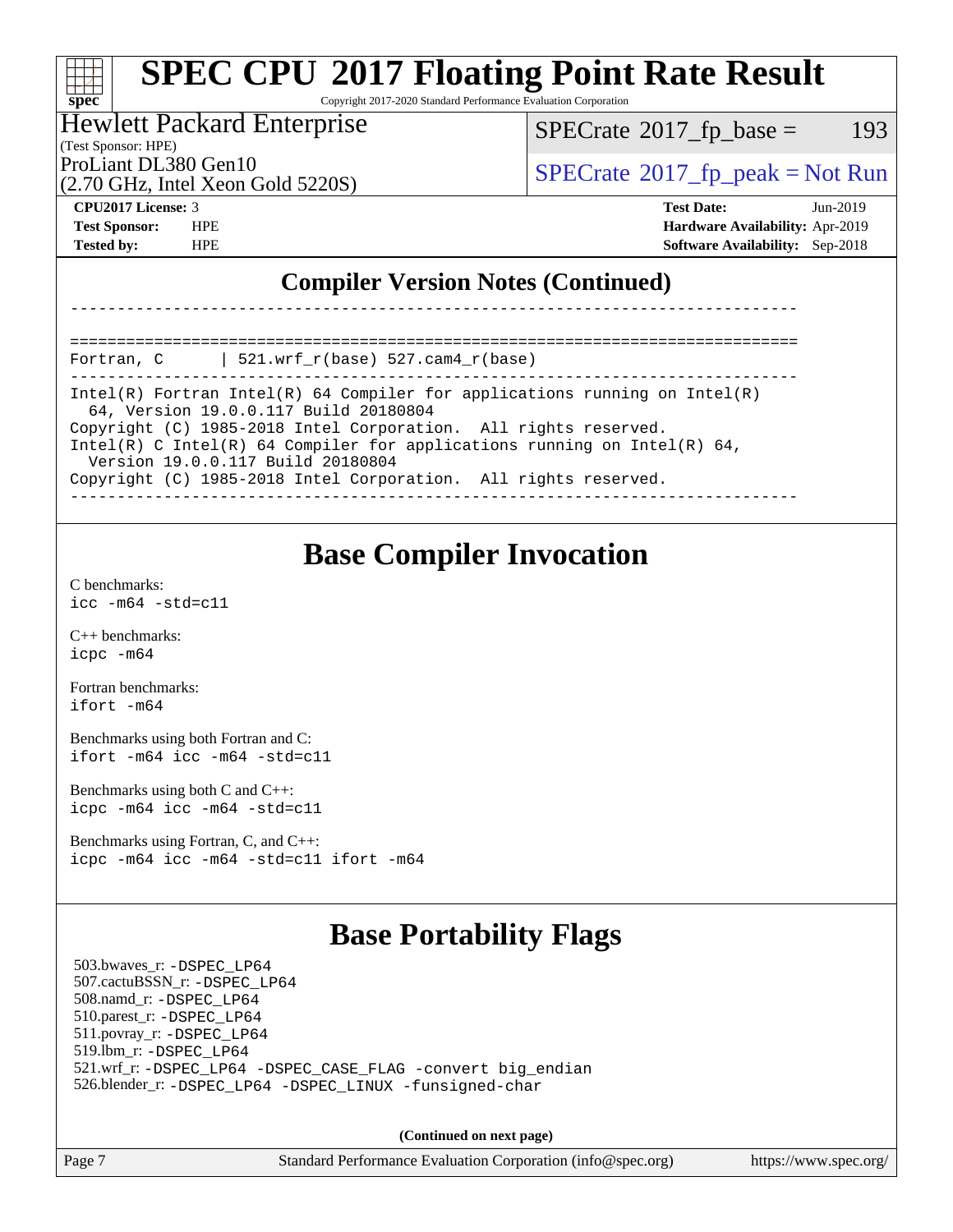## Compiler Version Notes (Continued)

```
------------------------------------------------------------------------------

==============================================================================
Fortran, C      | 521.wrf_r(base) 527.cam4_r(base)
------------------------------------------------------------------------------
Intel(R) Fortran Intel(R) 64 Compiler for applications running on Intel(R)
  64, Version 19.0.0.117 Build 20180804
Copyright (C) 1985-2018 Intel Corporation.  All rights reserved.
Intel(R) C Intel(R) 64 Compiler for applications running on Intel(R) 64,
  Version 19.0.0.117 Build 20180804
Copyright (C) 1985-2018 Intel Corporation.  All rights reserved.
------------------------------------------------------------------------------
```

## Base Compiler Invocation

C benchmarks:
`icc -m64 -std=c11`

C++ benchmarks:
`icpc -m64`

Fortran benchmarks:
`ifort -m64`

Benchmarks using both Fortran and C:
`ifort -m64 icc -m64 -std=c11`

Benchmarks using both C and C++:
`icpc -m64 icc -m64 -std=c11`

Benchmarks using Fortran, C, and C++:
`icpc -m64 icc -m64 -std=c11 ifort -m64`

## Base Portability Flags

503.bwaves_r: `-DSPEC_LP64`
507.cactuBSSN_r: `-DSPEC_LP64`
508.namd_r: `-DSPEC_LP64`
510.parest_r: `-DSPEC_LP64`
511.povray_r: `-DSPEC_LP64`
519.lbm_r: `-DSPEC_LP64`
521.wrf_r: `-DSPEC_LP64 -DSPEC_CASE_FLAG -convert big_endian`
526.blender_r: `-DSPEC_LP64 -DSPEC_LINUX -funsigned-char`

**(Continued on next page)**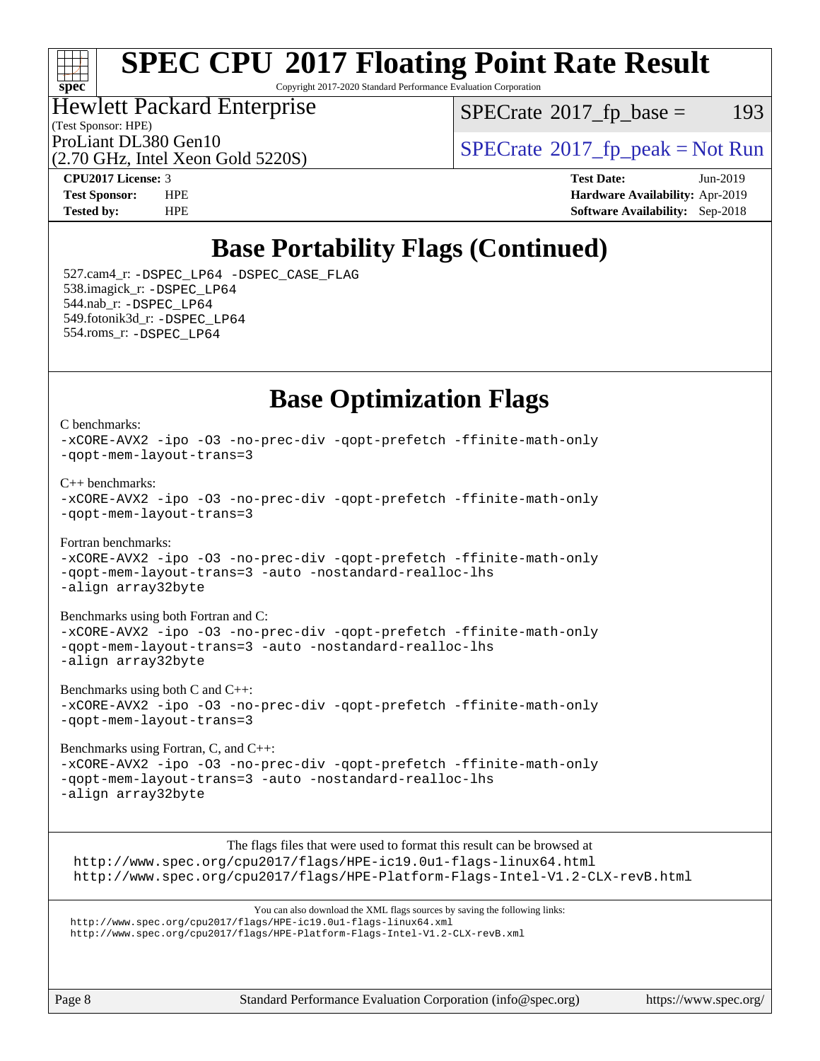# Base Portability Flags (Continued)

527.cam4_r: -DSPEC_LP64 -DSPEC_CASE_FLAG
538.imagick_r: -DSPEC_LP64
544.nab_r: -DSPEC_LP64
549.fotonik3d_r: -DSPEC_LP64
554.roms_r: -DSPEC_LP64

# Base Optimization Flags

C benchmarks:
-xCORE-AVX2 -ipo -O3 -no-prec-div -qopt-prefetch -ffinite-math-only
-qopt-mem-layout-trans=3

C++ benchmarks:
-xCORE-AVX2 -ipo -O3 -no-prec-div -qopt-prefetch -ffinite-math-only
-qopt-mem-layout-trans=3

Fortran benchmarks:
-xCORE-AVX2 -ipo -O3 -no-prec-div -qopt-prefetch -ffinite-math-only
-qopt-mem-layout-trans=3 -auto -nostandard-realloc-lhs
-align array32byte

Benchmarks using both Fortran and C:
-xCORE-AVX2 -ipo -O3 -no-prec-div -qopt-prefetch -ffinite-math-only
-qopt-mem-layout-trans=3 -auto -nostandard-realloc-lhs
-align array32byte

Benchmarks using both C and C++:
-xCORE-AVX2 -ipo -O3 -no-prec-div -qopt-prefetch -ffinite-math-only
-qopt-mem-layout-trans=3

Benchmarks using Fortran, C, and C++:
-xCORE-AVX2 -ipo -O3 -no-prec-div -qopt-prefetch -ffinite-math-only
-qopt-mem-layout-trans=3 -auto -nostandard-realloc-lhs
-align array32byte

The flags files that were used to format this result can be browsed at
http://www.spec.org/cpu2017/flags/HPE-ic19.0u1-flags-linux64.html
http://www.spec.org/cpu2017/flags/HPE-Platform-Flags-Intel-V1.2-CLX-revB.html

You can also download the XML flags sources by saving the following links:
http://www.spec.org/cpu2017/flags/HPE-ic19.0u1-flags-linux64.xml
http://www.spec.org/cpu2017/flags/HPE-Platform-Flags-Intel-V1.2-CLX-revB.xml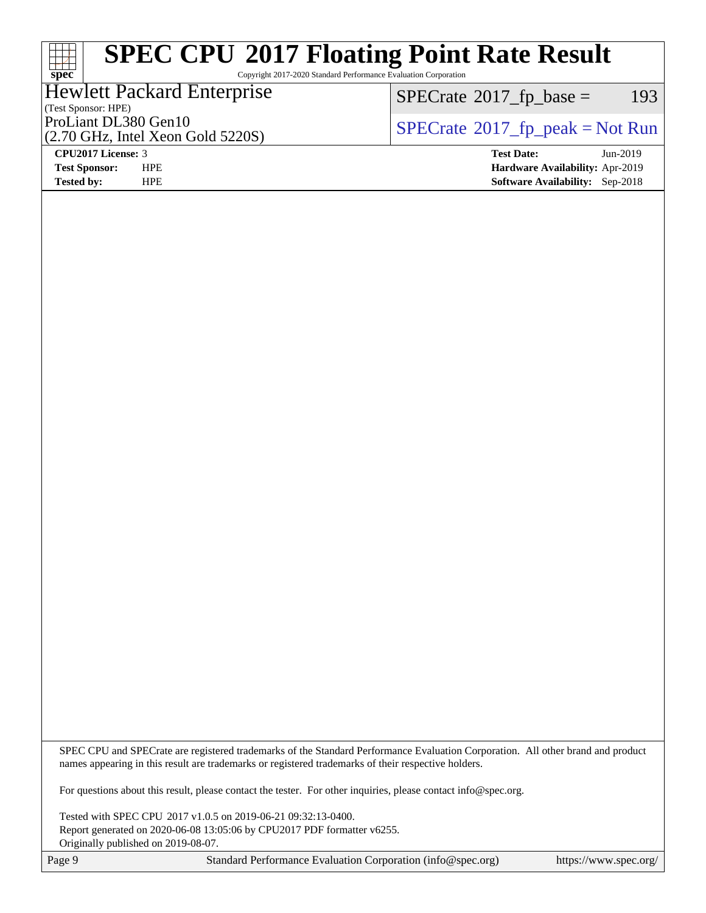SPEC CPU and SPECrate are registered trademarks of the Standard Performance Evaluation Corporation. All other brand and product names appearing in this result are trademarks or registered trademarks of their respective holders.

For questions about this result, please contact the tester. For other inquiries, please contact info@spec.org.

Tested with SPEC CPU 2017 v1.0.5 on 2019-06-21 09:32:13-0400.
Report generated on 2020-06-08 13:05:06 by CPU2017 PDF formatter v6255.
Originally published on 2019-08-07.